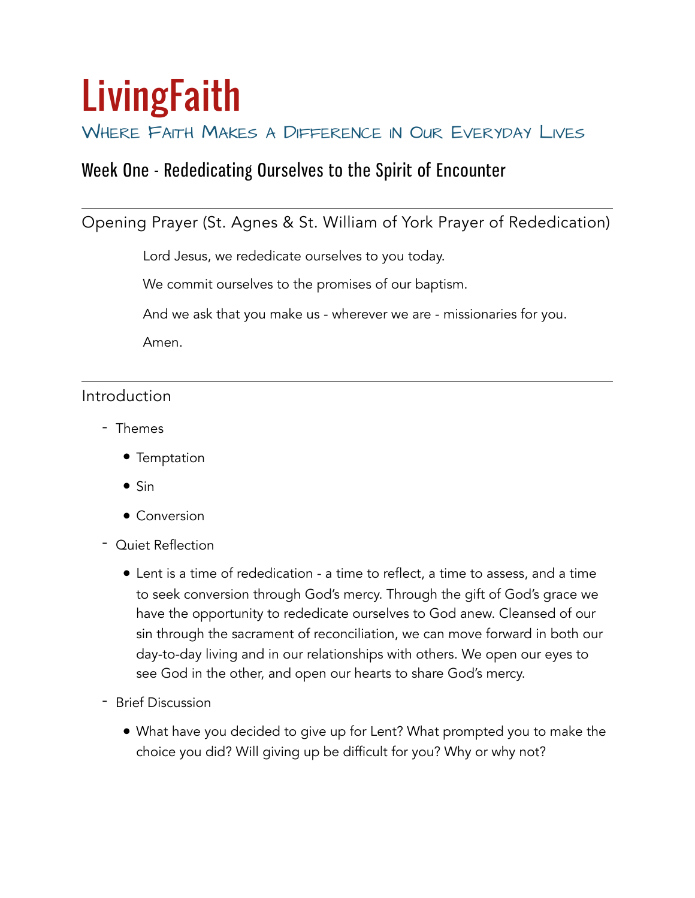# LivingFaith

### Where Faith Makes a Difference in Our Everyday Lives

## Week One - Rededicating Ourselves to the Spirit of Encounter

---

### Opening Prayer (St. Agnes & St. William of York Prayer of Rededication)

Lord Jesus, we rededicate ourselves to you today.

We commit ourselves to the promises of our baptism.

And we ask that you make us - wherever we are - missionaries for you.

Amen.

---

### Introduction

- Themes
  - Temptation
  - Sin
  - Conversion
- Quiet Reflection
  - Lent is a time of rededication - a time to reflect, a time to assess, and a time to seek conversion through God's mercy. Through the gift of God's grace we have the opportunity to rededicate ourselves to God anew. Cleansed of our sin through the sacrament of reconciliation, we can move forward in both our day-to-day living and in our relationships with others. We open our eyes to see God in the other, and open our hearts to share God's mercy.
- Brief Discussion
  - What have you decided to give up for Lent? What prompted you to make the choice you did? Will giving up be difficult for you? Why or why not?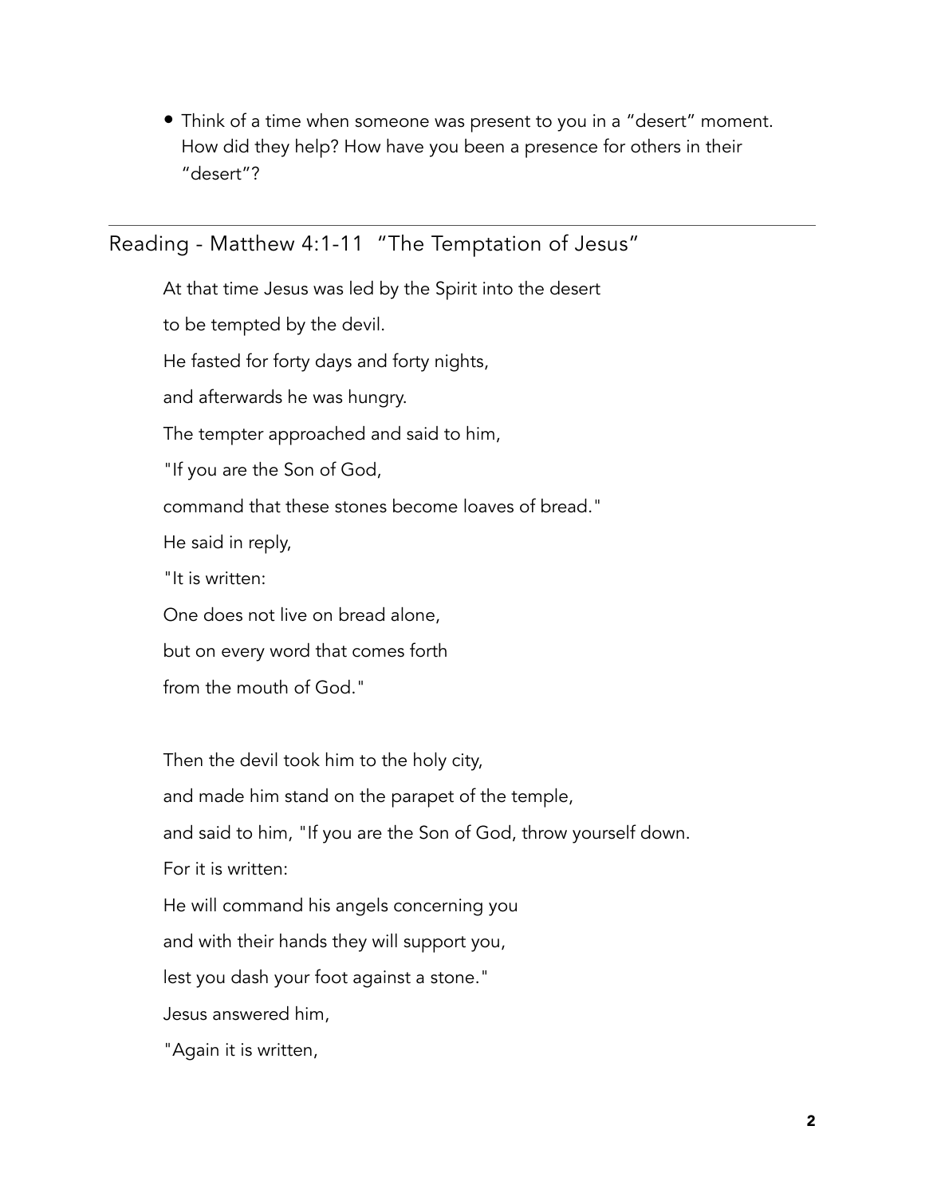- Think of a time when someone was present to you in a "desert" moment. How did they help? How have you been a presence for others in their "desert"?

---

## Reading - Matthew 4:1-11  "The Temptation of Jesus"

At that time Jesus was led by the Spirit into the desert

to be tempted by the devil.

He fasted for forty days and forty nights,

and afterwards he was hungry.

The tempter approached and said to him,

"If you are the Son of God,

command that these stones become loaves of bread."

He said in reply,

"It is written:

One does not live on bread alone,

but on every word that comes forth

from the mouth of God."

Then the devil took him to the holy city,

and made him stand on the parapet of the temple,

and said to him, "If you are the Son of God, throw yourself down.

For it is written:

He will command his angels concerning you

and with their hands they will support you,

lest you dash your foot against a stone."

Jesus answered him,

"Again it is written,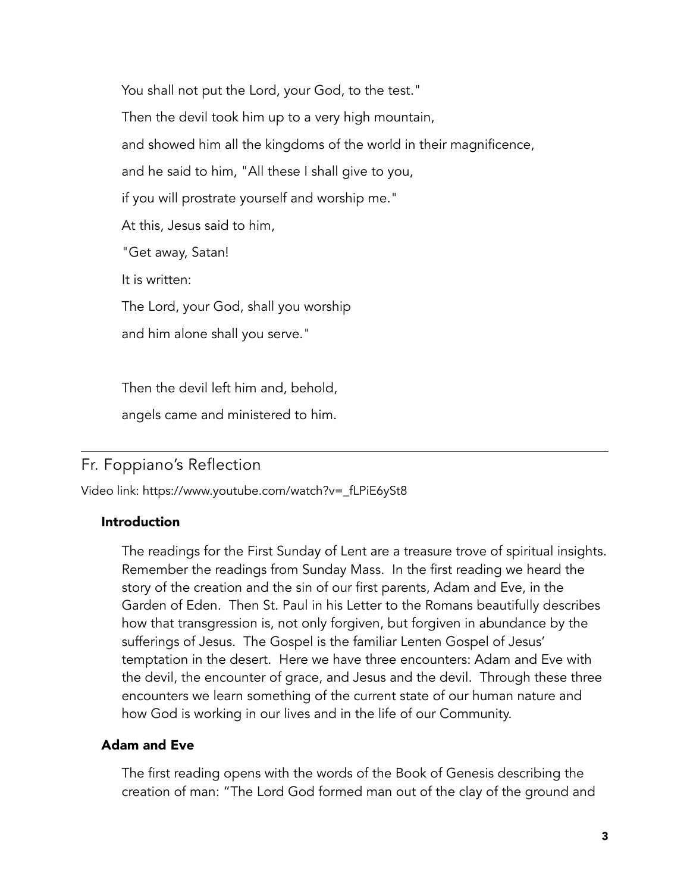You shall not put the Lord, your God, to the test."

Then the devil took him up to a very high mountain,

and showed him all the kingdoms of the world in their magnificence,

and he said to him, "All these I shall give to you,

if you will prostrate yourself and worship me."

At this, Jesus said to him,

"Get away, Satan!

It is written:

The Lord, your God, shall you worship

and him alone shall you serve."

Then the devil left him and, behold,

angels came and ministered to him.

---

## Fr. Foppiano's Reflection

Video link: https://www.youtube.com/watch?v=_fLPiE6ySt8

### Introduction

The readings for the First Sunday of Lent are a treasure trove of spiritual insights. Remember the readings from Sunday Mass. In the first reading we heard the story of the creation and the sin of our first parents, Adam and Eve, in the Garden of Eden. Then St. Paul in his Letter to the Romans beautifully describes how that transgression is, not only forgiven, but forgiven in abundance by the sufferings of Jesus. The Gospel is the familiar Lenten Gospel of Jesus' temptation in the desert. Here we have three encounters: Adam and Eve with the devil, the encounter of grace, and Jesus and the devil. Through these three encounters we learn something of the current state of our human nature and how God is working in our lives and in the life of our Community.

### Adam and Eve

The first reading opens with the words of the Book of Genesis describing the creation of man: "The Lord God formed man out of the clay of the ground and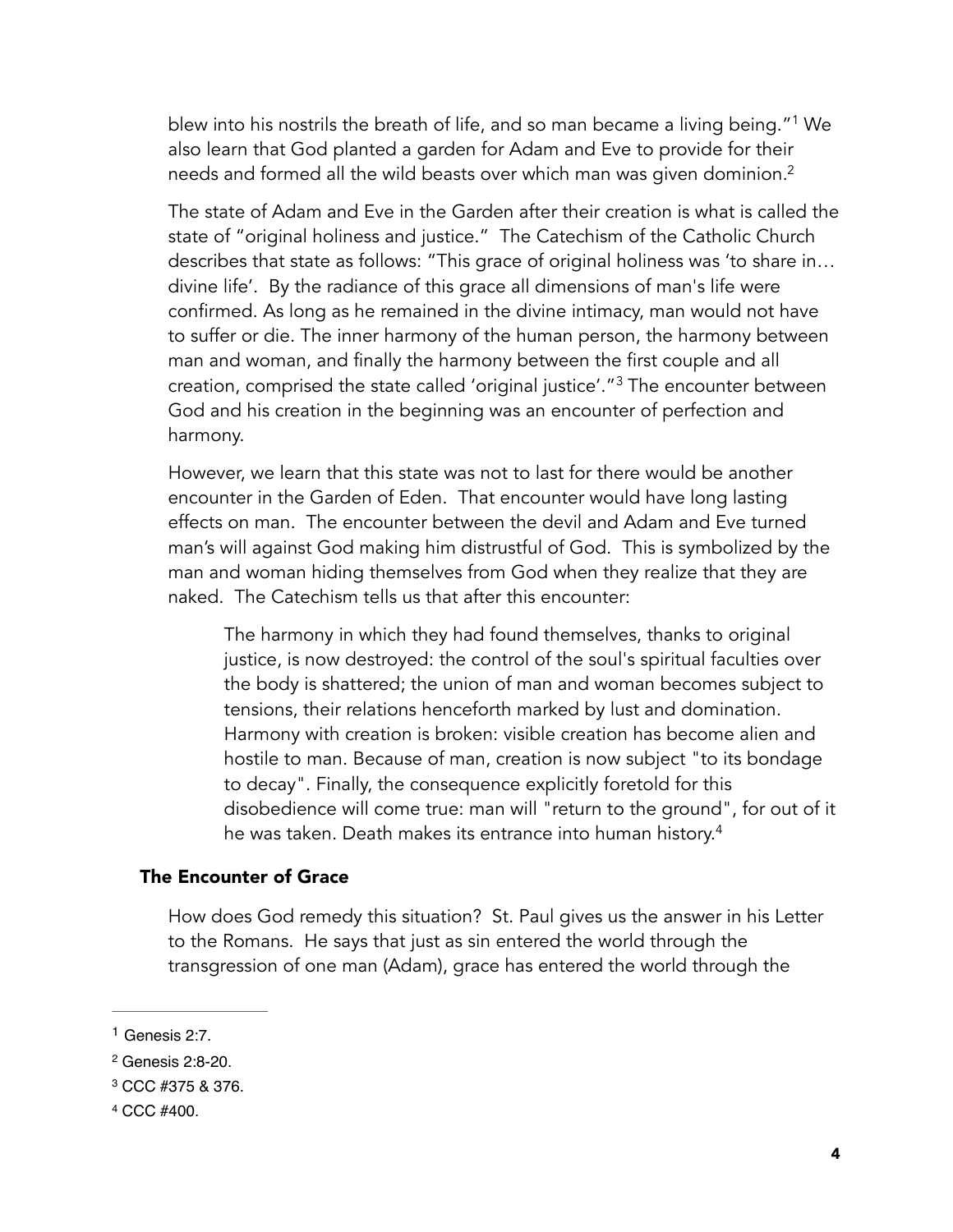blew into his nostrils the breath of life, and so man became a living being."[1] We also learn that God planted a garden for Adam and Eve to provide for their needs and formed all the wild beasts over which man was given dominion.[2]

The state of Adam and Eve in the Garden after their creation is what is called the state of "original holiness and justice." The Catechism of the Catholic Church describes that state as follows: "This grace of original holiness was 'to share in… divine life'. By the radiance of this grace all dimensions of man's life were confirmed. As long as he remained in the divine intimacy, man would not have to suffer or die. The inner harmony of the human person, the harmony between man and woman, and finally the harmony between the first couple and all creation, comprised the state called 'original justice'."[3] The encounter between God and his creation in the beginning was an encounter of perfection and harmony.

However, we learn that this state was not to last for there would be another encounter in the Garden of Eden. That encounter would have long lasting effects on man. The encounter between the devil and Adam and Eve turned man's will against God making him distrustful of God. This is symbolized by the man and woman hiding themselves from God when they realize that they are naked. The Catechism tells us that after this encounter:

> The harmony in which they had found themselves, thanks to original justice, is now destroyed: the control of the soul's spiritual faculties over the body is shattered; the union of man and woman becomes subject to tensions, their relations henceforth marked by lust and domination. Harmony with creation is broken: visible creation has become alien and hostile to man. Because of man, creation is now subject "to its bondage to decay". Finally, the consequence explicitly foretold for this disobedience will come true: man will "return to the ground", for out of it he was taken. Death makes its entrance into human history.[4]

### The Encounter of Grace

How does God remedy this situation? St. Paul gives us the answer in his Letter to the Romans. He says that just as sin entered the world through the transgression of one man (Adam), grace has entered the world through the

---

[1] Genesis 2:7.

[2] Genesis 2:8-20.

[3] CCC #375 & 376.

[4] CCC #400.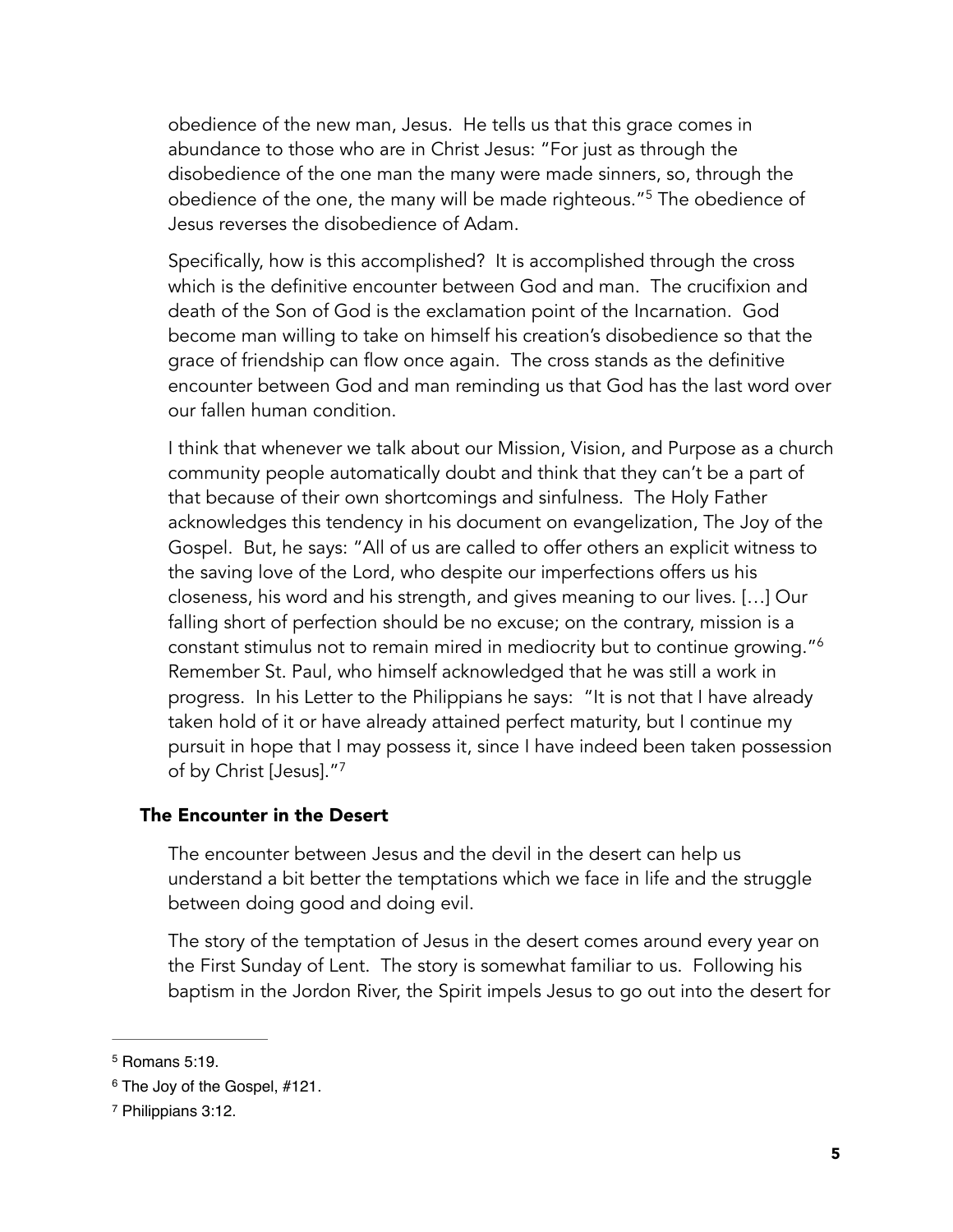obedience of the new man, Jesus. He tells us that this grace comes in abundance to those who are in Christ Jesus: "For just as through the disobedience of the one man the many were made sinners, so, through the obedience of the one, the many will be made righteous."[5] The obedience of Jesus reverses the disobedience of Adam.

Specifically, how is this accomplished? It is accomplished through the cross which is the definitive encounter between God and man. The crucifixion and death of the Son of God is the exclamation point of the Incarnation. God become man willing to take on himself his creation's disobedience so that the grace of friendship can flow once again. The cross stands as the definitive encounter between God and man reminding us that God has the last word over our fallen human condition.

I think that whenever we talk about our Mission, Vision, and Purpose as a church community people automatically doubt and think that they can't be a part of that because of their own shortcomings and sinfulness. The Holy Father acknowledges this tendency in his document on evangelization, The Joy of the Gospel. But, he says: "All of us are called to offer others an explicit witness to the saving love of the Lord, who despite our imperfections offers us his closeness, his word and his strength, and gives meaning to our lives. […] Our falling short of perfection should be no excuse; on the contrary, mission is a constant stimulus not to remain mired in mediocrity but to continue growing."[6] Remember St. Paul, who himself acknowledged that he was still a work in progress. In his Letter to the Philippians he says: "It is not that I have already taken hold of it or have already attained perfect maturity, but I continue my pursuit in hope that I may possess it, since I have indeed been taken possession of by Christ [Jesus]."[7]

### The Encounter in the Desert

The encounter between Jesus and the devil in the desert can help us understand a bit better the temptations which we face in life and the struggle between doing good and doing evil.

The story of the temptation of Jesus in the desert comes around every year on the First Sunday of Lent. The story is somewhat familiar to us. Following his baptism in the Jordon River, the Spirit impels Jesus to go out into the desert for

---

[5] Romans 5:19.

[6] The Joy of the Gospel, #121.

[7] Philippians 3:12.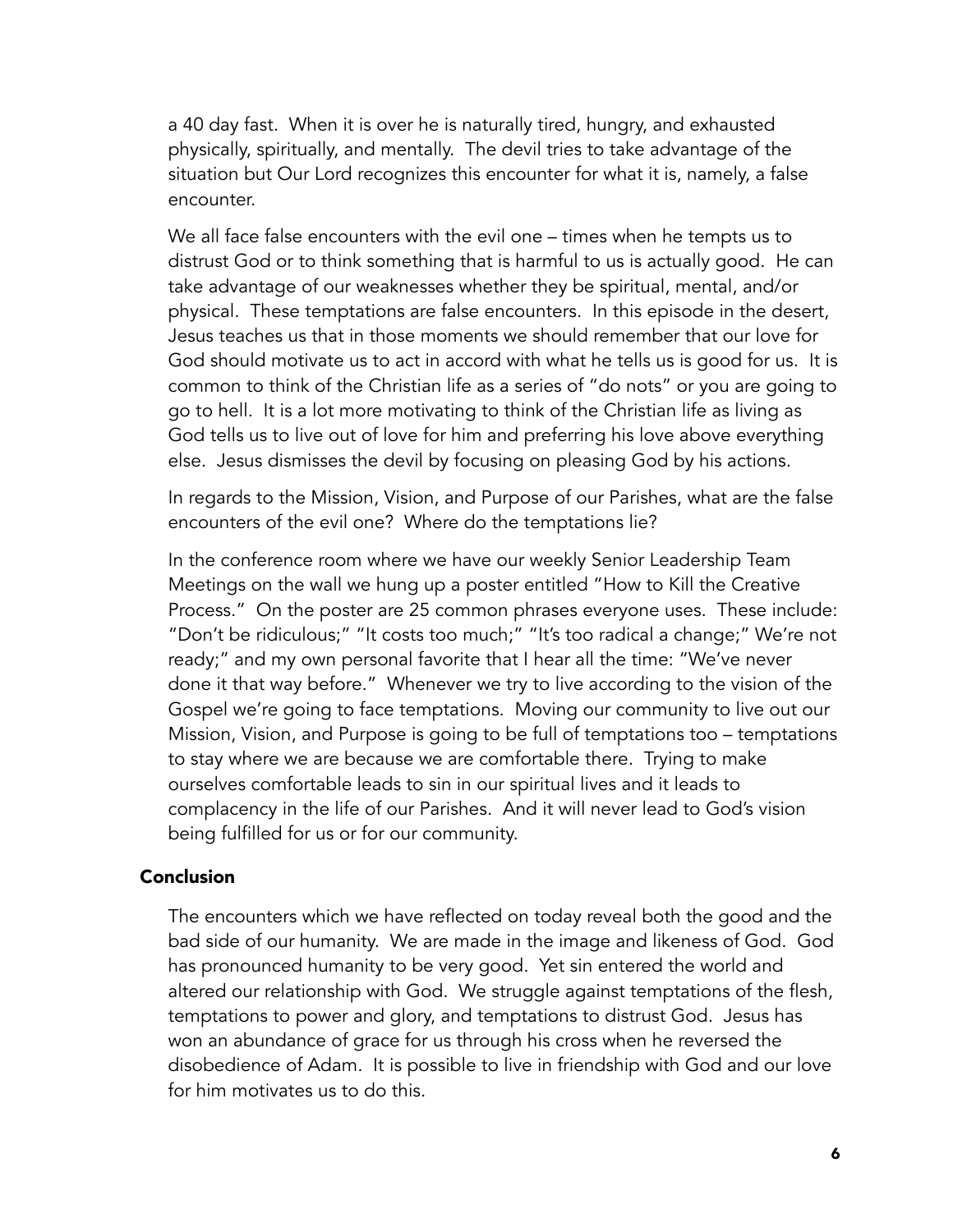a 40 day fast. When it is over he is naturally tired, hungry, and exhausted physically, spiritually, and mentally. The devil tries to take advantage of the situation but Our Lord recognizes this encounter for what it is, namely, a false encounter.

We all face false encounters with the evil one – times when he tempts us to distrust God or to think something that is harmful to us is actually good. He can take advantage of our weaknesses whether they be spiritual, mental, and/or physical. These temptations are false encounters. In this episode in the desert, Jesus teaches us that in those moments we should remember that our love for God should motivate us to act in accord with what he tells us is good for us. It is common to think of the Christian life as a series of "do nots" or you are going to go to hell. It is a lot more motivating to think of the Christian life as living as God tells us to live out of love for him and preferring his love above everything else. Jesus dismisses the devil by focusing on pleasing God by his actions.

In regards to the Mission, Vision, and Purpose of our Parishes, what are the false encounters of the evil one? Where do the temptations lie?

In the conference room where we have our weekly Senior Leadership Team Meetings on the wall we hung up a poster entitled "How to Kill the Creative Process." On the poster are 25 common phrases everyone uses. These include: "Don't be ridiculous;" "It costs too much;" "It's too radical a change;" We're not ready;" and my own personal favorite that I hear all the time: "We've never done it that way before." Whenever we try to live according to the vision of the Gospel we're going to face temptations. Moving our community to live out our Mission, Vision, and Purpose is going to be full of temptations too – temptations to stay where we are because we are comfortable there. Trying to make ourselves comfortable leads to sin in our spiritual lives and it leads to complacency in the life of our Parishes. And it will never lead to God's vision being fulfilled for us or for our community.

## Conclusion

The encounters which we have reflected on today reveal both the good and the bad side of our humanity. We are made in the image and likeness of God. God has pronounced humanity to be very good. Yet sin entered the world and altered our relationship with God. We struggle against temptations of the flesh, temptations to power and glory, and temptations to distrust God. Jesus has won an abundance of grace for us through his cross when he reversed the disobedience of Adam. It is possible to live in friendship with God and our love for him motivates us to do this.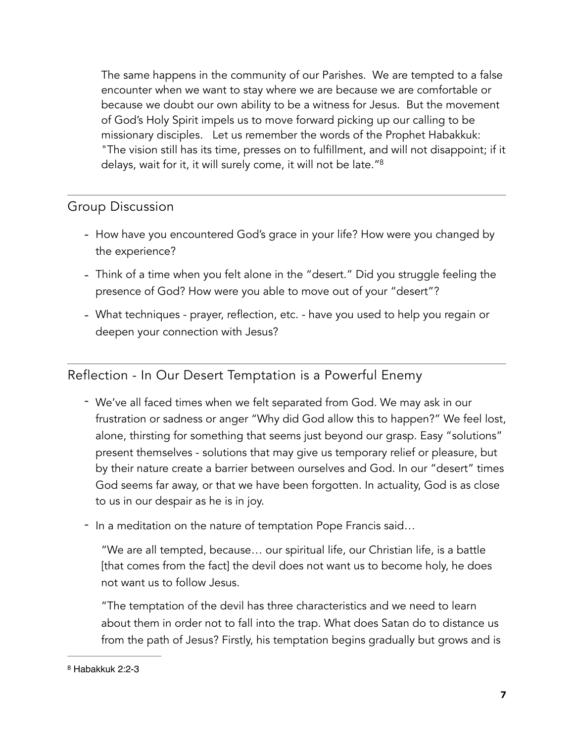The same happens in the community of our Parishes. We are tempted to a false encounter when we want to stay where we are because we are comfortable or because we doubt our own ability to be a witness for Jesus. But the movement of God's Holy Spirit impels us to move forward picking up our calling to be missionary disciples. Let us remember the words of the Prophet Habakkuk: "The vision still has its time, presses on to fulfillment, and will not disappoint; if it delays, wait for it, it will surely come, it will not be late."[8]

---

## Group Discussion

- How have you encountered God's grace in your life? How were you changed by the experience?
- Think of a time when you felt alone in the "desert." Did you struggle feeling the presence of God? How were you able to move out of your "desert"?
- What techniques - prayer, reflection, etc. - have you used to help you regain or deepen your connection with Jesus?

---

## Reflection - In Our Desert Temptation is a Powerful Enemy

- We've all faced times when we felt separated from God. We may ask in our frustration or sadness or anger "Why did God allow this to happen?" We feel lost, alone, thirsting for something that seems just beyond our grasp. Easy "solutions" present themselves - solutions that may give us temporary relief or pleasure, but by their nature create a barrier between ourselves and God. In our "desert" times God seems far away, or that we have been forgotten. In actuality, God is as close to us in our despair as he is in joy.
- In a meditation on the nature of temptation Pope Francis said…

  "We are all tempted, because… our spiritual life, our Christian life, is a battle [that comes from the fact] the devil does not want us to become holy, he does not want us to follow Jesus.

  "The temptation of the devil has three characteristics and we need to learn about them in order not to fall into the trap. What does Satan do to distance us from the path of Jesus? Firstly, his temptation begins gradually but grows and is

---

[8] Habakkuk 2:2-3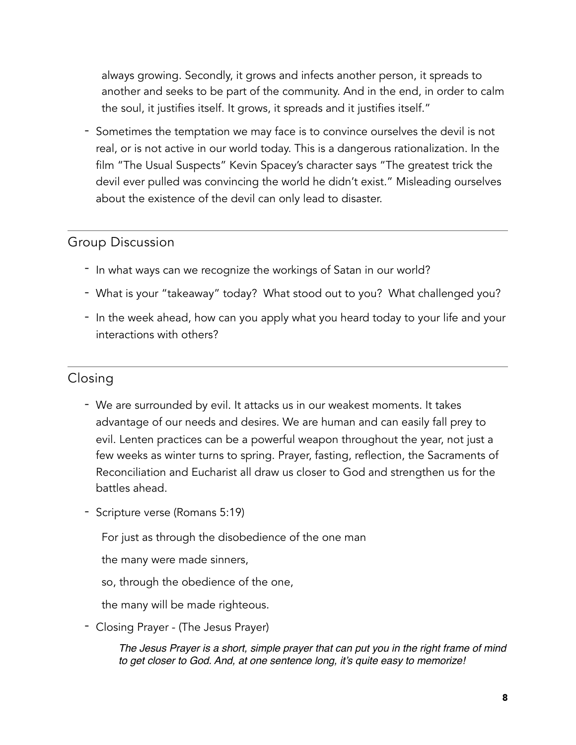always growing. Secondly, it grows and infects another person, it spreads to another and seeks to be part of the community. And in the end, in order to calm the soul, it justifies itself. It grows, it spreads and it justifies itself."

- Sometimes the temptation we may face is to convince ourselves the devil is not real, or is not active in our world today. This is a dangerous rationalization. In the film "The Usual Suspects" Kevin Spacey's character says "The greatest trick the devil ever pulled was convincing the world he didn't exist." Misleading ourselves about the existence of the devil can only lead to disaster.

---

## Group Discussion

- In what ways can we recognize the workings of Satan in our world?
- What is your "takeaway" today? What stood out to you? What challenged you?
- In the week ahead, how can you apply what you heard today to your life and your interactions with others?

---

## Closing

- We are surrounded by evil. It attacks us in our weakest moments. It takes advantage of our needs and desires. We are human and can easily fall prey to evil. Lenten practices can be a powerful weapon throughout the year, not just a few weeks as winter turns to spring. Prayer, fasting, reflection, the Sacraments of Reconciliation and Eucharist all draw us closer to God and strengthen us for the battles ahead.
- Scripture verse (Romans 5:19)

  For just as through the disobedience of the one man

  the many were made sinners,

  so, through the obedience of the one,

  the many will be made righteous.

- Closing Prayer - (The Jesus Prayer)

  *The Jesus Prayer is a short, simple prayer that can put you in the right frame of mind to get closer to God. And, at one sentence long, it's quite easy to memorize!*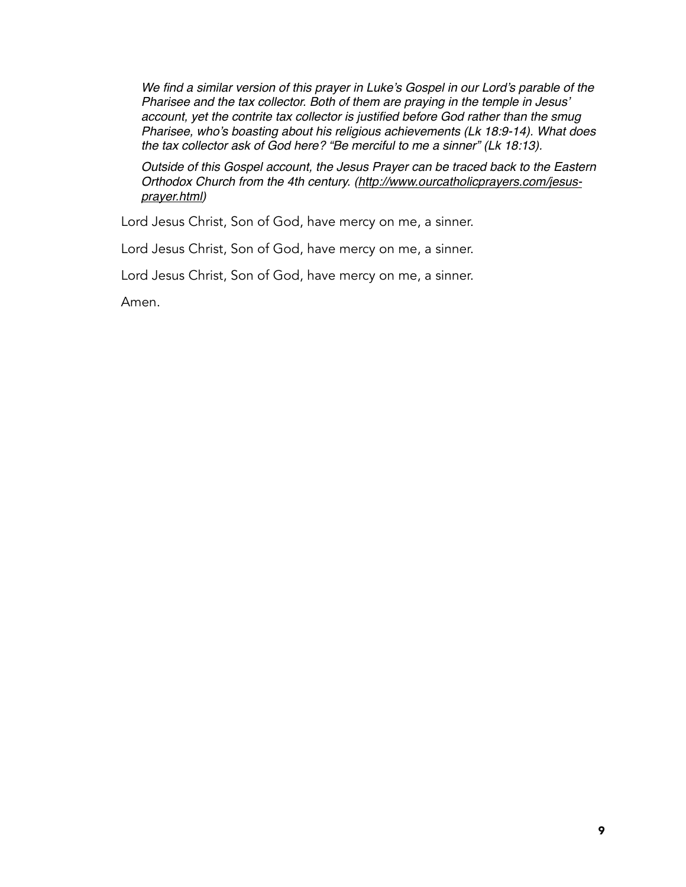*We find a similar version of this prayer in Luke's Gospel in our Lord's parable of the Pharisee and the tax collector. Both of them are praying in the temple in Jesus' account, yet the contrite tax collector is justified before God rather than the smug Pharisee, who's boasting about his religious achievements (Lk 18:9-14). What does the tax collector ask of God here? "Be merciful to me a sinner" (Lk 18:13).*

*Outside of this Gospel account, the Jesus Prayer can be traced back to the Eastern Orthodox Church from the 4th century. (http://www.ourcatholicprayers.com/jesus-prayer.html)*

Lord Jesus Christ, Son of God, have mercy on me, a sinner.

Lord Jesus Christ, Son of God, have mercy on me, a sinner.

Lord Jesus Christ, Son of God, have mercy on me, a sinner.

Amen.